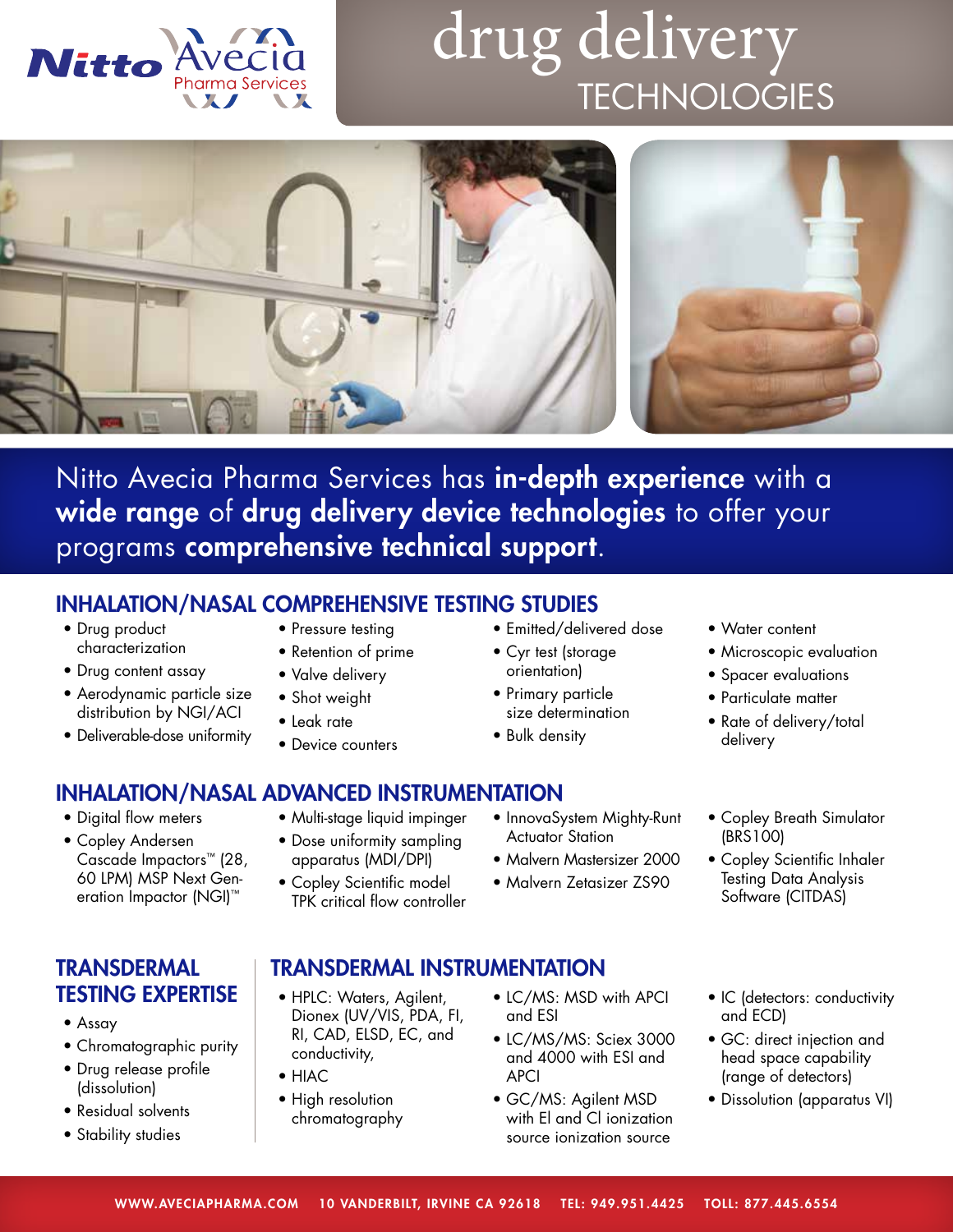Nitto Avecia Pharma Services

# drug delivery TECHNOLOGIES

Nitto Avecia Pharma Services has **in-depth experience** with a **wide range** of **drug delivery device technologies** to offer your programs **comprehensive technical support**.

## INHALATION/NASAL COMPREHENSIVE TESTING STUDIES

- Drug product characterization
- Drug content assay
- Aerodynamic particle size distribution by NGI/ACI
- Deliverable-dose uniformity
- Pressure testing
- Retention of prime
- Valve delivery
- Shot weight
- Leak rate
- Device counters
- Emitted/delivered dose
- Cyr test (storage orientation)
- Primary particle size determination
- Bulk density
- Water content
- Microscopic evaluation
- Spacer evaluations
- Particulate matter
- Rate of delivery/total delivery

## INHALATION/NASAL ADVANCED INSTRUMENTATION

- Digital flow meters
- Copley Andersen Cascade Impactors™ (28, 60 LPM) MSP Next Generation Impactor (NGI)™
- Multi-stage liquid impinger
- Dose uniformity sampling apparatus (MDI/DPI)
- Copley Scientific model TPK critical flow controller
- InnovaSystem Mighty-Runt Actuator Station
- Malvern Mastersizer 2000
- Malvern Zetasizer ZS90
- Copley Breath Simulator (BRS100)
- Copley Scientific Inhaler Testing Data Analysis Software (CITDAS)

## TRANSDERMAL TESTING EXPERTISE

- Assay
- Chromatographic purity
- Drug release profile (dissolution)
- Residual solvents
- Stability studies

## TRANSDERMAL INSTRUMENTATION

- HPLC: Waters, Agilent, Dionex (UV/VIS, PDA, FI, RI, CAD, ELSD, EC, and conductivity,
- HIAC
- High resolution chromatography
- LC/MS: MSD with APCI and ESI
- LC/MS/MS: Sciex 3000 and 4000 with ESI and APCI
- GC/MS: Agilent MSD with EI and CI ionization source ionization source
- IC (detectors: conductivity and ECD)
- GC: direct injection and head space capability (range of detectors)
- Dissolution (apparatus VI)

WWW.AVECIAPHARMA.COM 10 VANDERBILT, IRVINE CA 92618 TEL: 949.951.4425 TOLL: 877.445.6554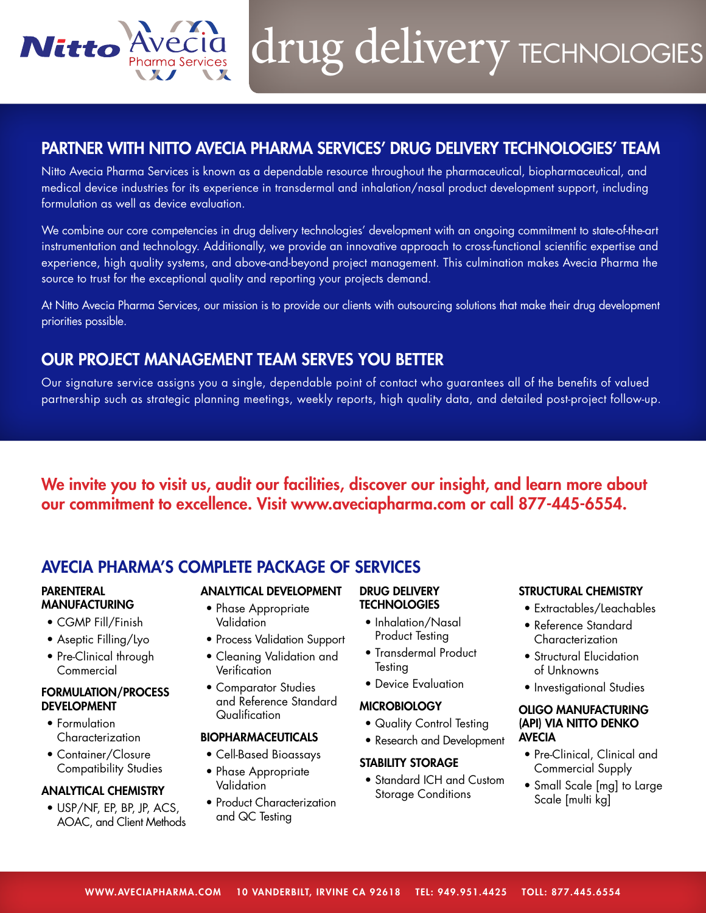Nitto Avecia Pharma Services

# drug delivery TECHNOLOGIES

## PARTNER WITH NITTO AVECIA PHARMA SERVICES' DRUG DELIVERY TECHNOLOGIES' TEAM

Nitto Avecia Pharma Services is known as a dependable resource throughout the pharmaceutical, biopharmaceutical, and medical device industries for its experience in transdermal and inhalation/nasal product development support, including formulation as well as device evaluation.

We combine our core competencies in drug delivery technologies' development with an ongoing commitment to state-of-the-art instrumentation and technology. Additionally, we provide an innovative approach to cross-functional scientific expertise and experience, high quality systems, and above-and-beyond project management. This culmination makes Avecia Pharma the source to trust for the exceptional quality and reporting your projects demand.

At Nitto Avecia Pharma Services, our mission is to provide our clients with outsourcing solutions that make their drug development priorities possible.

## OUR PROJECT MANAGEMENT TEAM SERVES YOU BETTER

Our signature service assigns you a single, dependable point of contact who guarantees all of the benefits of valued partnership such as strategic planning meetings, weekly reports, high quality data, and detailed post-project follow-up.

**We invite you to visit us, audit our facilities, discover our insight, and learn more about our commitment to excellence. Visit www.aveciapharma.com or call 877-445-6554.**

## AVECIA PHARMA'S COMPLETE PACKAGE OF SERVICES

### PARENTERAL MANUFACTURING

- CGMP Fill/Finish
- Aseptic Filling/Lyo
- Pre-Clinical through Commercial

### FORMULATION/PROCESS DEVELOPMENT

- Formulation Characterization
- Container/Closure Compatibility Studies

### ANALYTICAL CHEMISTRY

- USP/NF, EP, BP, JP, ACS, AOAC, and Client Methods

### ANALYTICAL DEVELOPMENT

- Phase Appropriate Validation
- Process Validation Support
- Cleaning Validation and Verification
- Comparator Studies and Reference Standard Qualification

### BIOPHARMACEUTICALS

- Cell-Based Bioassays
- Phase Appropriate Validation
- Product Characterization and QC Testing

### DRUG DELIVERY TECHNOLOGIES

- Inhalation/Nasal Product Testing
- Transdermal Product Testing
- Device Evaluation

### MICROBIOLOGY

- Quality Control Testing
- Research and Development

### STABILITY STORAGE

- Standard ICH and Custom Storage Conditions

### STRUCTURAL CHEMISTRY

- Extractables/Leachables
- Reference Standard Characterization
- Structural Elucidation of Unknowns
- Investigational Studies

### OLIGO MANUFACTURING (API) VIA NITTO DENKO AVECIA

- Pre-Clinical, Clinical and Commercial Supply
- Small Scale [mg] to Large Scale [multi kg]

WWW.AVECIAPHARMA.COM 10 VANDERBILT, IRVINE CA 92618 TEL: 949.951.4425 TOLL: 877.445.6554